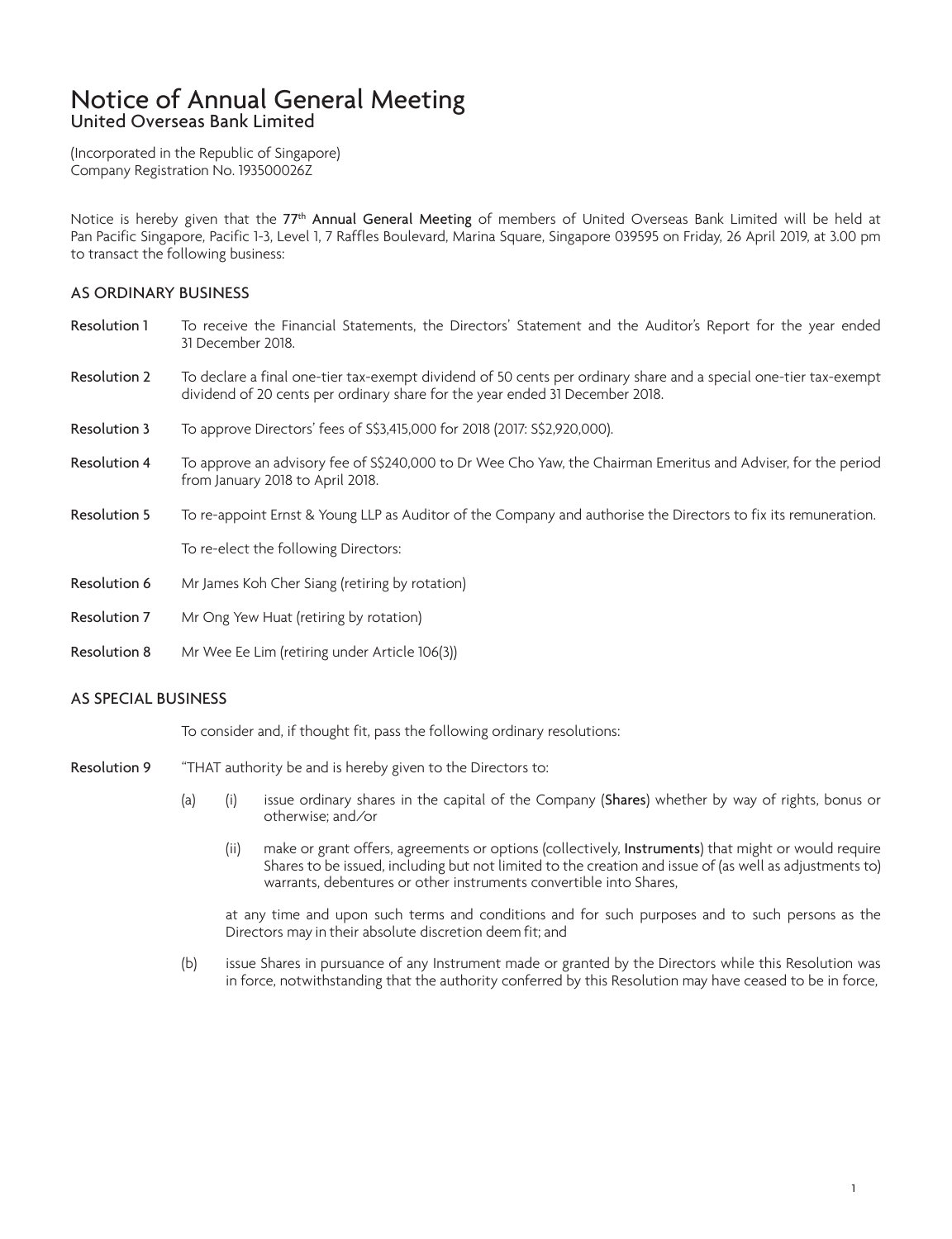# Notice of Annual General Meeting

## United Overseas Bank Limited

(Incorporated in the Republic of Singapore)
Company Registration No. 193500026Z

Notice is hereby given that the 77th **Annual General Meeting** of members of United Overseas Bank Limited will be held at Pan Pacific Singapore, Pacific 1-3, Level 1, 7 Raffles Boulevard, Marina Square, Singapore 039595 on Friday, 26 April 2019, at 3.00 pm to transact the following business:

### AS ORDINARY BUSINESS

**Resolution 1** To receive the Financial Statements, the Directors' Statement and the Auditor's Report for the year ended 31 December 2018.

**Resolution 2** To declare a final one-tier tax-exempt dividend of 50 cents per ordinary share and a special one-tier tax-exempt dividend of 20 cents per ordinary share for the year ended 31 December 2018.

**Resolution 3** To approve Directors' fees of S$3,415,000 for 2018 (2017: S$2,920,000).

**Resolution 4** To approve an advisory fee of S$240,000 to Dr Wee Cho Yaw, the Chairman Emeritus and Adviser, for the period from January 2018 to April 2018.

**Resolution 5** To re-appoint Ernst & Young LLP as Auditor of the Company and authorise the Directors to fix its remuneration.

To re-elect the following Directors:

**Resolution 6** Mr James Koh Cher Siang (retiring by rotation)

**Resolution 7** Mr Ong Yew Huat (retiring by rotation)

**Resolution 8** Mr Wee Ee Lim (retiring under Article 106(3))

### AS SPECIAL BUSINESS

To consider and, if thought fit, pass the following ordinary resolutions:

**Resolution 9** "THAT authority be and is hereby given to the Directors to:

(a) (i) issue ordinary shares in the capital of the Company (**Shares**) whether by way of rights, bonus or otherwise; and/or

(ii) make or grant offers, agreements or options (collectively, **Instruments**) that might or would require Shares to be issued, including but not limited to the creation and issue of (as well as adjustments to) warrants, debentures or other instruments convertible into Shares,

at any time and upon such terms and conditions and for such purposes and to such persons as the Directors may in their absolute discretion deem fit; and

(b) issue Shares in pursuance of any Instrument made or granted by the Directors while this Resolution was in force, notwithstanding that the authority conferred by this Resolution may have ceased to be in force,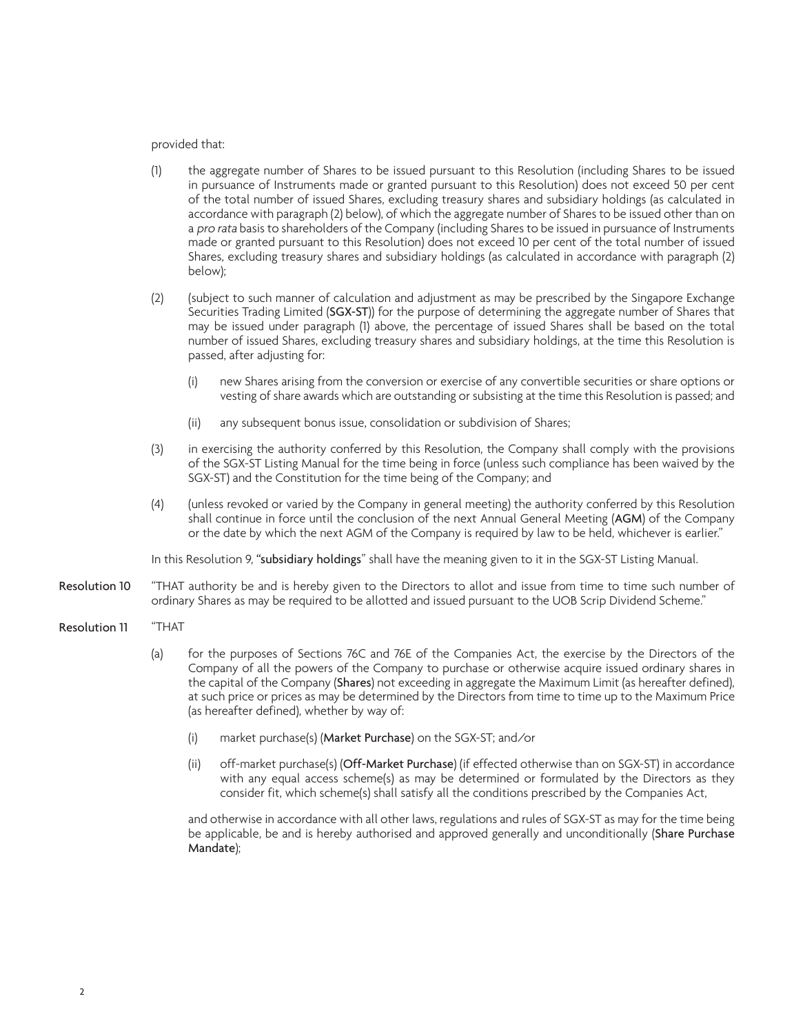provided that:

(1) the aggregate number of Shares to be issued pursuant to this Resolution (including Shares to be issued in pursuance of Instruments made or granted pursuant to this Resolution) does not exceed 50 per cent of the total number of issued Shares, excluding treasury shares and subsidiary holdings (as calculated in accordance with paragraph (2) below), of which the aggregate number of Shares to be issued other than on a *pro rata* basis to shareholders of the Company (including Shares to be issued in pursuance of Instruments made or granted pursuant to this Resolution) does not exceed 10 per cent of the total number of issued Shares, excluding treasury shares and subsidiary holdings (as calculated in accordance with paragraph (2) below);

(2) (subject to such manner of calculation and adjustment as may be prescribed by the Singapore Exchange Securities Trading Limited (**SGX-ST**)) for the purpose of determining the aggregate number of Shares that may be issued under paragraph (1) above, the percentage of issued Shares shall be based on the total number of issued Shares, excluding treasury shares and subsidiary holdings, at the time this Resolution is passed, after adjusting for:

   (i) new Shares arising from the conversion or exercise of any convertible securities or share options or vesting of share awards which are outstanding or subsisting at the time this Resolution is passed; and

   (ii) any subsequent bonus issue, consolidation or subdivision of Shares;

(3) in exercising the authority conferred by this Resolution, the Company shall comply with the provisions of the SGX-ST Listing Manual for the time being in force (unless such compliance has been waived by the SGX-ST) and the Constitution for the time being of the Company; and

(4) (unless revoked or varied by the Company in general meeting) the authority conferred by this Resolution shall continue in force until the conclusion of the next Annual General Meeting (**AGM**) of the Company or the date by which the next AGM of the Company is required by law to be held, whichever is earlier."

In this Resolution 9, "**subsidiary holdings**" shall have the meaning given to it in the SGX-ST Listing Manual.

**Resolution 10** "THAT authority be and is hereby given to the Directors to allot and issue from time to time such number of ordinary Shares as may be required to be allotted and issued pursuant to the UOB Scrip Dividend Scheme."

**Resolution 11** "THAT

(a) for the purposes of Sections 76C and 76E of the Companies Act, the exercise by the Directors of the Company of all the powers of the Company to purchase or otherwise acquire issued ordinary shares in the capital of the Company (**Shares**) not exceeding in aggregate the Maximum Limit (as hereafter defined), at such price or prices as may be determined by the Directors from time to time up to the Maximum Price (as hereafter defined), whether by way of:

   (i) market purchase(s) (**Market Purchase**) on the SGX-ST; and/or

   (ii) off-market purchase(s) (**Off-Market Purchase**) (if effected otherwise than on SGX-ST) in accordance with any equal access scheme(s) as may be determined or formulated by the Directors as they consider fit, which scheme(s) shall satisfy all the conditions prescribed by the Companies Act,

and otherwise in accordance with all other laws, regulations and rules of SGX-ST as may for the time being be applicable, be and is hereby authorised and approved generally and unconditionally (**Share Purchase Mandate**);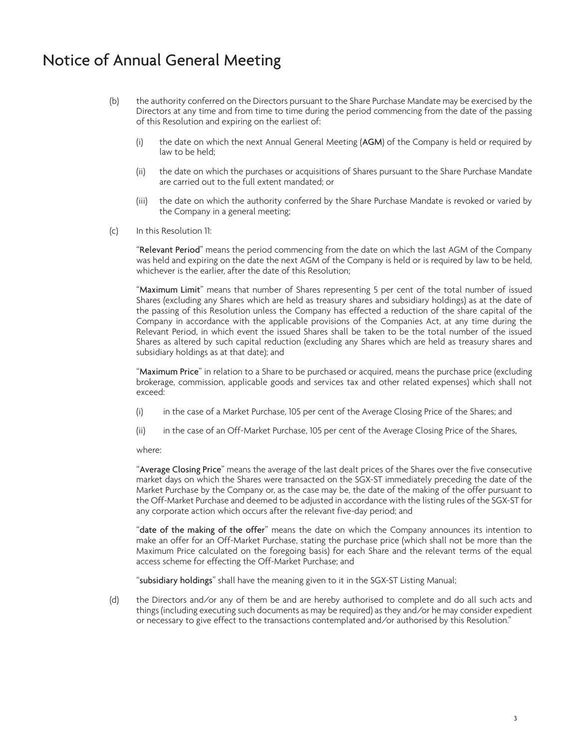# Notice of Annual General Meeting

(b) the authority conferred on the Directors pursuant to the Share Purchase Mandate may be exercised by the Directors at any time and from time to time during the period commencing from the date of the passing of this Resolution and expiring on the earliest of:

   (i) the date on which the next Annual General Meeting (**AGM**) of the Company is held or required by law to be held;

   (ii) the date on which the purchases or acquisitions of Shares pursuant to the Share Purchase Mandate are carried out to the full extent mandated; or

   (iii) the date on which the authority conferred by the Share Purchase Mandate is revoked or varied by the Company in a general meeting;

(c) In this Resolution 11:

“**Relevant Period**” means the period commencing from the date on which the last AGM of the Company was held and expiring on the date the next AGM of the Company is held or is required by law to be held, whichever is the earlier, after the date of this Resolution;

“**Maximum Limit**” means that number of Shares representing 5 per cent of the total number of issued Shares (excluding any Shares which are held as treasury shares and subsidiary holdings) as at the date of the passing of this Resolution unless the Company has effected a reduction of the share capital of the Company in accordance with the applicable provisions of the Companies Act, at any time during the Relevant Period, in which event the issued Shares shall be taken to be the total number of the issued Shares as altered by such capital reduction (excluding any Shares which are held as treasury shares and subsidiary holdings as at that date); and

“**Maximum Price**” in relation to a Share to be purchased or acquired, means the purchase price (excluding brokerage, commission, applicable goods and services tax and other related expenses) which shall not exceed:

   (i) in the case of a Market Purchase, 105 per cent of the Average Closing Price of the Shares; and

   (ii) in the case of an Off-Market Purchase, 105 per cent of the Average Closing Price of the Shares,

where:

“**Average Closing Price**” means the average of the last dealt prices of the Shares over the five consecutive market days on which the Shares were transacted on the SGX-ST immediately preceding the date of the Market Purchase by the Company or, as the case may be, the date of the making of the offer pursuant to the Off-Market Purchase and deemed to be adjusted in accordance with the listing rules of the SGX-ST for any corporate action which occurs after the relevant five-day period; and

“**date of the making of the offer**” means the date on which the Company announces its intention to make an offer for an Off-Market Purchase, stating the purchase price (which shall not be more than the Maximum Price calculated on the foregoing basis) for each Share and the relevant terms of the equal access scheme for effecting the Off-Market Purchase; and

“**subsidiary holdings**” shall have the meaning given to it in the SGX-ST Listing Manual;

(d) the Directors and/or any of them be and are hereby authorised to complete and do all such acts and things (including executing such documents as may be required) as they and/or he may consider expedient or necessary to give effect to the transactions contemplated and/or authorised by this Resolution.”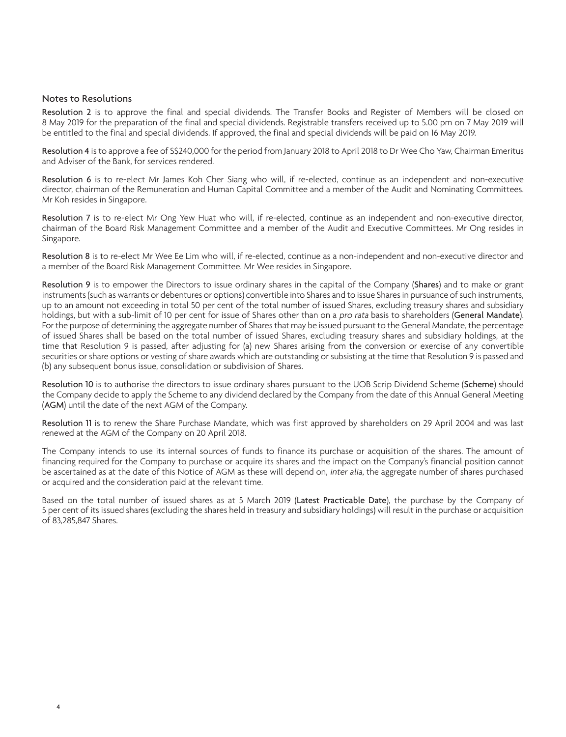## Notes to Resolutions

**Resolution 2** is to approve the final and special dividends. The Transfer Books and Register of Members will be closed on 8 May 2019 for the preparation of the final and special dividends. Registrable transfers received up to 5.00 pm on 7 May 2019 will be entitled to the final and special dividends. If approved, the final and special dividends will be paid on 16 May 2019.

**Resolution 4** is to approve a fee of S$240,000 for the period from January 2018 to April 2018 to Dr Wee Cho Yaw, Chairman Emeritus and Adviser of the Bank, for services rendered.

**Resolution 6** is to re-elect Mr James Koh Cher Siang who will, if re-elected, continue as an independent and non-executive director, chairman of the Remuneration and Human Capital Committee and a member of the Audit and Nominating Committees. Mr Koh resides in Singapore.

**Resolution 7** is to re-elect Mr Ong Yew Huat who will, if re-elected, continue as an independent and non-executive director, chairman of the Board Risk Management Committee and a member of the Audit and Executive Committees. Mr Ong resides in Singapore.

**Resolution 8** is to re-elect Mr Wee Ee Lim who will, if re-elected, continue as a non-independent and non-executive director and a member of the Board Risk Management Committee. Mr Wee resides in Singapore.

**Resolution 9** is to empower the Directors to issue ordinary shares in the capital of the Company (**Shares**) and to make or grant instruments (such as warrants or debentures or options) convertible into Shares and to issue Shares in pursuance of such instruments, up to an amount not exceeding in total 50 per cent of the total number of issued Shares, excluding treasury shares and subsidiary holdings, but with a sub-limit of 10 per cent for issue of Shares other than on a *pro rata* basis to shareholders (**General Mandate**). For the purpose of determining the aggregate number of Shares that may be issued pursuant to the General Mandate, the percentage of issued Shares shall be based on the total number of issued Shares, excluding treasury shares and subsidiary holdings, at the time that Resolution 9 is passed, after adjusting for (a) new Shares arising from the conversion or exercise of any convertible securities or share options or vesting of share awards which are outstanding or subsisting at the time that Resolution 9 is passed and (b) any subsequent bonus issue, consolidation or subdivision of Shares.

**Resolution 10** is to authorise the directors to issue ordinary shares pursuant to the UOB Scrip Dividend Scheme (**Scheme**) should the Company decide to apply the Scheme to any dividend declared by the Company from the date of this Annual General Meeting (**AGM**) until the date of the next AGM of the Company.

**Resolution 11** is to renew the Share Purchase Mandate, which was first approved by shareholders on 29 April 2004 and was last renewed at the AGM of the Company on 20 April 2018.

The Company intends to use its internal sources of funds to finance its purchase or acquisition of the shares. The amount of financing required for the Company to purchase or acquire its shares and the impact on the Company's financial position cannot be ascertained as at the date of this Notice of AGM as these will depend on, *inter alia*, the aggregate number of shares purchased or acquired and the consideration paid at the relevant time.

Based on the total number of issued shares as at 5 March 2019 (**Latest Practicable Date**), the purchase by the Company of 5 per cent of its issued shares (excluding the shares held in treasury and subsidiary holdings) will result in the purchase or acquisition of 83,285,847 Shares.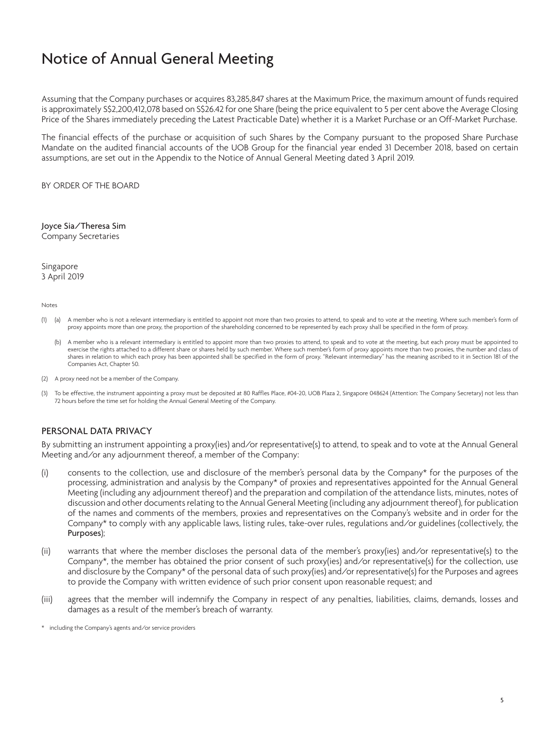# Notice of Annual General Meeting

Assuming that the Company purchases or acquires 83,285,847 shares at the Maximum Price, the maximum amount of funds required is approximately S$2,200,412,078 based on S$26.42 for one Share (being the price equivalent to 5 per cent above the Average Closing Price of the Shares immediately preceding the Latest Practicable Date) whether it is a Market Purchase or an Off-Market Purchase.

The financial effects of the purchase or acquisition of such Shares by the Company pursuant to the proposed Share Purchase Mandate on the audited financial accounts of the UOB Group for the financial year ended 31 December 2018, based on certain assumptions, are set out in the Appendix to the Notice of Annual General Meeting dated 3 April 2019.

BY ORDER OF THE BOARD

**Joyce Sia/Theresa Sim**
Company Secretaries

Singapore
3 April 2019

Notes

(1) (a) A member who is not a relevant intermediary is entitled to appoint not more than two proxies to attend, to speak and to vote at the meeting. Where such member's form of proxy appoints more than one proxy, the proportion of the shareholding concerned to be represented by each proxy shall be specified in the form of proxy.

(b) A member who is a relevant intermediary is entitled to appoint more than two proxies to attend, to speak and to vote at the meeting, but each proxy must be appointed to exercise the rights attached to a different share or shares held by such member. Where such member's form of proxy appoints more than two proxies, the number and class of shares in relation to which each proxy has been appointed shall be specified in the form of proxy. "Relevant intermediary" has the meaning ascribed to it in Section 181 of the Companies Act, Chapter 50.

(2) A proxy need not be a member of the Company.

(3) To be effective, the instrument appointing a proxy must be deposited at 80 Raffles Place, #04-20, UOB Plaza 2, Singapore 048624 (Attention: The Company Secretary) not less than 72 hours before the time set for holding the Annual General Meeting of the Company.

## PERSONAL DATA PRIVACY

By submitting an instrument appointing a proxy(ies) and/or representative(s) to attend, to speak and to vote at the Annual General Meeting and/or any adjournment thereof, a member of the Company:

(i) consents to the collection, use and disclosure of the member's personal data by the Company* for the purposes of the processing, administration and analysis by the Company* of proxies and representatives appointed for the Annual General Meeting (including any adjournment thereof) and the preparation and compilation of the attendance lists, minutes, notes of discussion and other documents relating to the Annual General Meeting (including any adjournment thereof), for publication of the names and comments of the members, proxies and representatives on the Company's website and in order for the Company* to comply with any applicable laws, listing rules, take-over rules, regulations and/or guidelines (collectively, the **Purposes**);

(ii) warrants that where the member discloses the personal data of the member's proxy(ies) and/or representative(s) to the Company*, the member has obtained the prior consent of such proxy(ies) and/or representative(s) for the collection, use and disclosure by the Company* of the personal data of such proxy(ies) and/or representative(s) for the Purposes and agrees to provide the Company with written evidence of such prior consent upon reasonable request; and

(iii) agrees that the member will indemnify the Company in respect of any penalties, liabilities, claims, demands, losses and damages as a result of the member's breach of warranty.

\* including the Company's agents and/or service providers